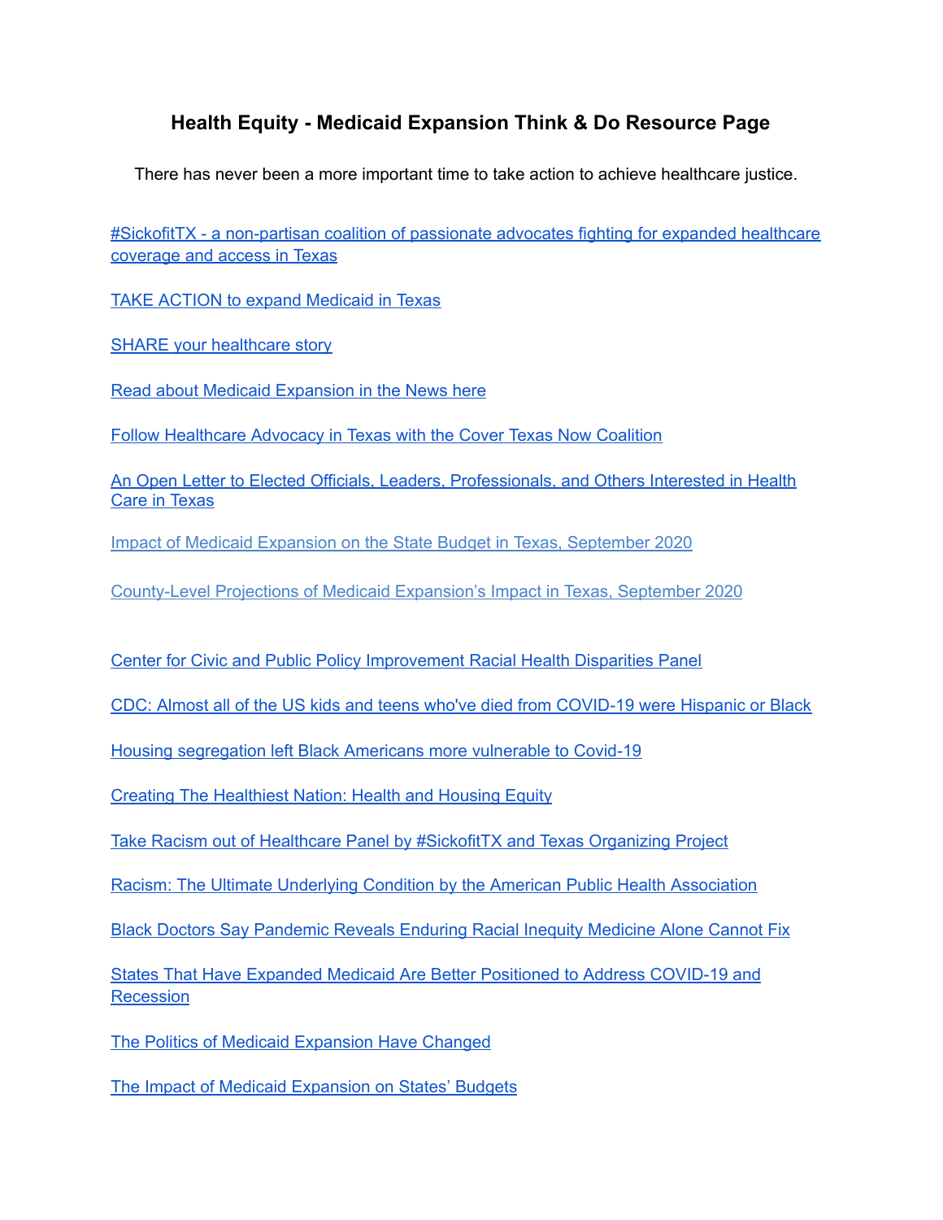# Health Equity - Medicaid Expansion Think & Do Resource Page

There has never been a more important time to take action to achieve healthcare justice.

#SickofitTX - a non-partisan coalition of passionate advocates fighting for expanded healthcare coverage and access in Texas

TAKE ACTION to expand Medicaid in Texas

SHARE your healthcare story

Read about Medicaid Expansion in the News here

Follow Healthcare Advocacy in Texas with the Cover Texas Now Coalition

An Open Letter to Elected Officials, Leaders, Professionals, and Others Interested in Health Care in Texas

Impact of Medicaid Expansion on the State Budget in Texas, September 2020

County-Level Projections of Medicaid Expansion's Impact in Texas, September 2020

Center for Civic and Public Policy Improvement Racial Health Disparities Panel

CDC: Almost all of the US kids and teens who've died from COVID-19 were Hispanic or Black

Housing segregation left Black Americans more vulnerable to Covid-19

Creating The Healthiest Nation: Health and Housing Equity

Take Racism out of Healthcare Panel by #SickofitTX and Texas Organizing Project

Racism: The Ultimate Underlying Condition by the American Public Health Association

Black Doctors Say Pandemic Reveals Enduring Racial Inequity Medicine Alone Cannot Fix

States That Have Expanded Medicaid Are Better Positioned to Address COVID-19 and Recession

The Politics of Medicaid Expansion Have Changed

The Impact of Medicaid Expansion on States' Budgets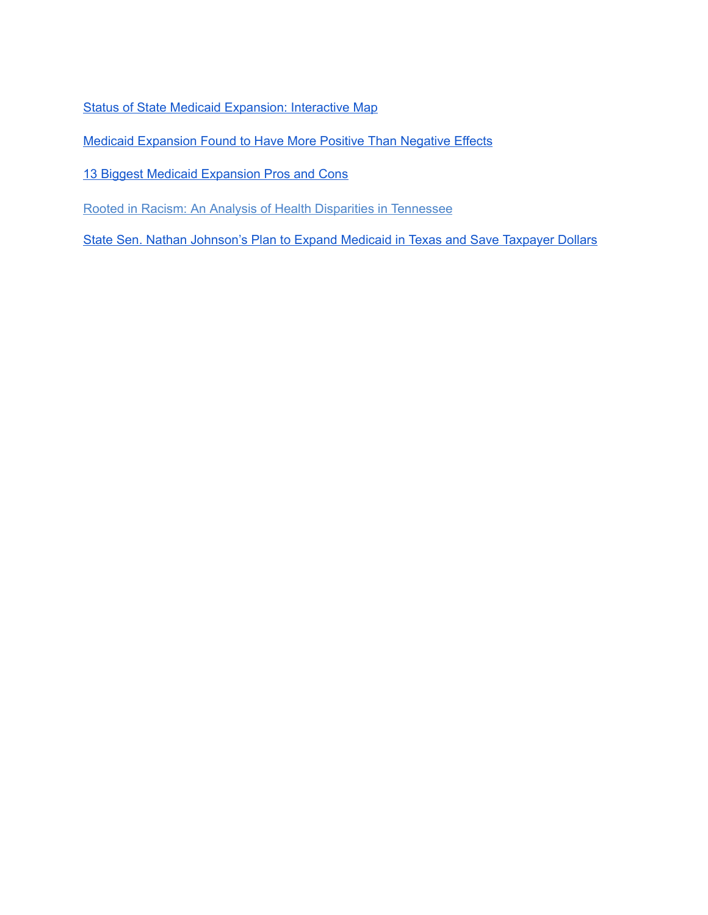Status of State Medicaid Expansion: Interactive Map

Medicaid Expansion Found to Have More Positive Than Negative Effects

13 Biggest Medicaid Expansion Pros and Cons

Rooted in Racism: An Analysis of Health Disparities in Tennessee

State Sen. Nathan Johnson's Plan to Expand Medicaid in Texas and Save Taxpayer Dollars